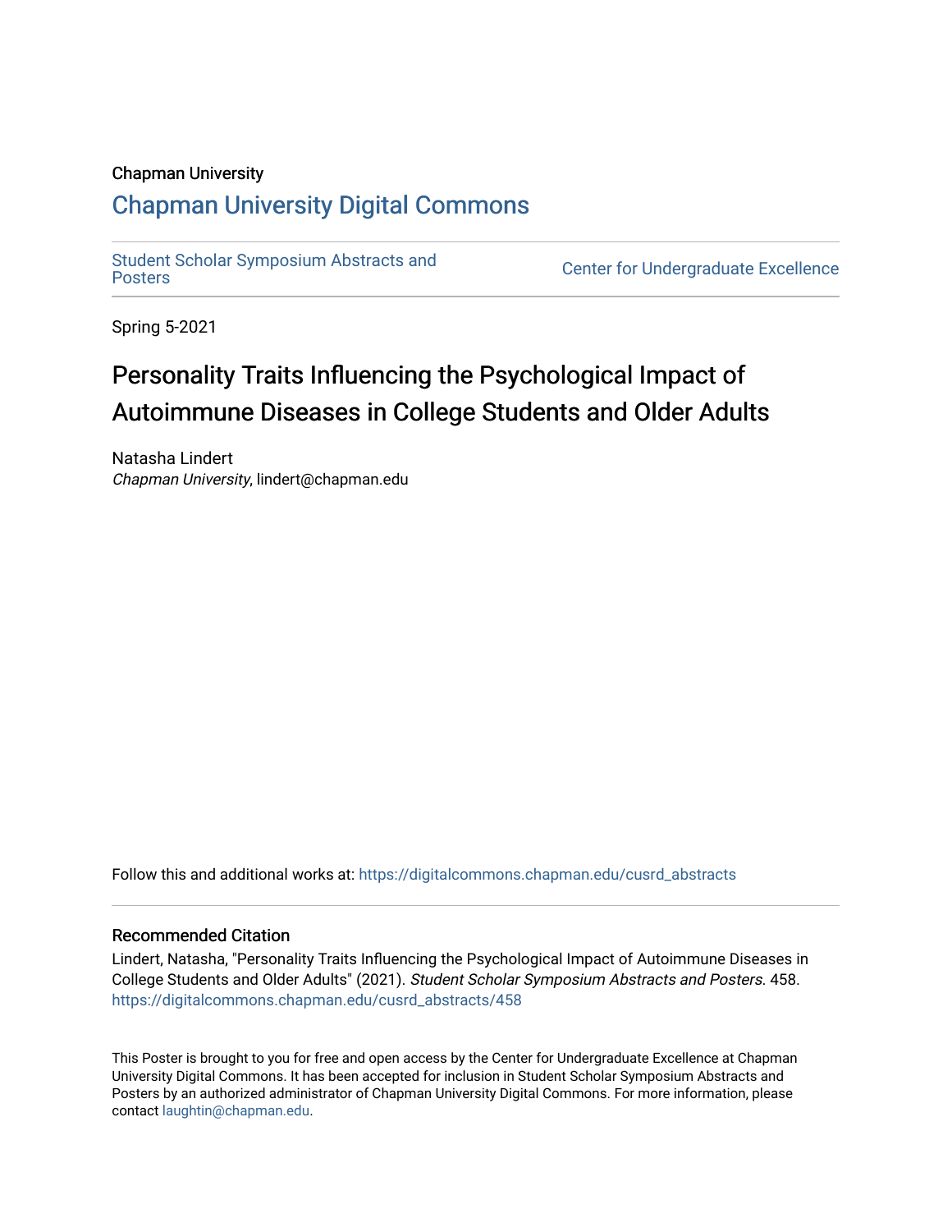Chapman University

## Chapman University Digital Commons

Student Scholar Symposium Abstracts and Posters

Center for Undergraduate Excellence

Spring 5-2021

# Personality Traits Influencing the Psychological Impact of Autoimmune Diseases in College Students and Older Adults

Natasha Lindert
*Chapman University*, lindert@chapman.edu

Follow this and additional works at: https://digitalcommons.chapman.edu/cusrd_abstracts

### Recommended Citation

Lindert, Natasha, "Personality Traits Influencing the Psychological Impact of Autoimmune Diseases in College Students and Older Adults" (2021). *Student Scholar Symposium Abstracts and Posters*. 458.
https://digitalcommons.chapman.edu/cusrd_abstracts/458

This Poster is brought to you for free and open access by the Center for Undergraduate Excellence at Chapman University Digital Commons. It has been accepted for inclusion in Student Scholar Symposium Abstracts and Posters by an authorized administrator of Chapman University Digital Commons. For more information, please contact laughtin@chapman.edu.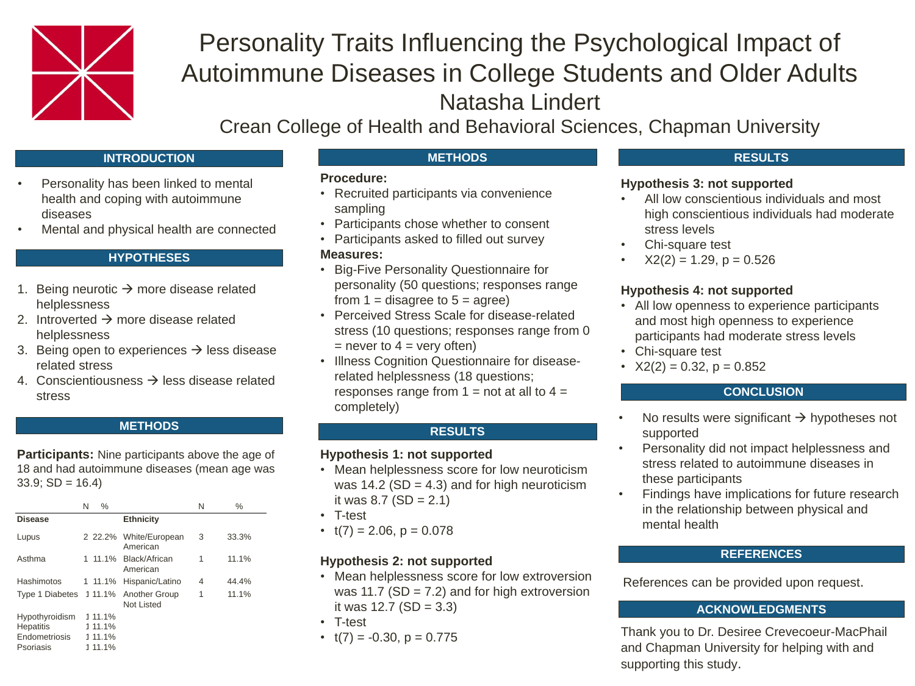# Personality Traits Influencing the Psychological Impact of Autoimmune Diseases in College Students and Older Adults

Natasha Lindert

Crean College of Health and Behavioral Sciences, Chapman University

## INTRODUCTION

- Personality has been linked to mental health and coping with autoimmune diseases
- Mental and physical health are connected

## HYPOTHESES

1. Being neurotic → more disease related helplessness
2. Introverted → more disease related helplessness
3. Being open to experiences → less disease related stress
4. Conscientiousness → less disease related stress

## METHODS

**Participants:** Nine participants above the age of 18 and had autoimmune diseases (mean age was 33.9; SD = 16.4)

| | N | % | | N | % |
|---|---|---|---|---|---|
| **Disease** | | | **Ethnicity** | | |
| Lupus | 2 | 22.2% | White/European American | 3 | 33.3% |
| Asthma | 1 | 11.1% | Black/African American | 1 | 11.1% |
| Hashimotos | 1 | 11.1% | Hispanic/Latino | 4 | 44.4% |
| Type 1 Diabetes | 1 | 11.1% | Another Group Not Listed | 1 | 11.1% |
| Hypothyroidism | 1 | 11.1% | | | |
| Hepatitis | 1 | 11.1% | | | |
| Endometriosis | 1 | 11.1% | | | |
| Psoriasis | 1 | 11.1% | | | |

## METHODS

**Procedure:**

- Recruited participants via convenience sampling
- Participants chose whether to consent
- Participants asked to filled out survey

**Measures:**

- Big-Five Personality Questionnaire for personality (50 questions; responses range from 1 = disagree to 5 = agree)
- Perceived Stress Scale for disease-related stress (10 questions; responses range from 0 = never to 4 = very often)
- Illness Cognition Questionnaire for disease-related helplessness (18 questions; responses range from 1 = not at all to 4 = completely)

## RESULTS

**Hypothesis 1: not supported**

- Mean helplessness score for low neuroticism was 14.2 (SD = 4.3) and for high neuroticism it was 8.7 (SD = 2.1)
- T-test
- $t(7) = 2.06$, $p = 0.078$

**Hypothesis 2: not supported**

- Mean helplessness score for low extroversion was 11.7 (SD = 7.2) and for high extroversion it was 12.7 (SD = 3.3)
- T-test
- $t(7) = -0.30$, $p = 0.775$

## RESULTS

**Hypothesis 3: not supported**

- All low conscientious individuals and most high conscientious individuals had moderate stress levels
- Chi-square test
- $X2(2) = 1.29$, $p = 0.526$

**Hypothesis 4: not supported**

- All low openness to experience participants and most high openness to experience participants had moderate stress levels
- Chi-square test
- $X2(2) = 0.32$, $p = 0.852$

## CONCLUSION

- No results were significant → hypotheses not supported
- Personality did not impact helplessness and stress related to autoimmune diseases in these participants
- Findings have implications for future research in the relationship between physical and mental health

## REFERENCES

References can be provided upon request.

## ACKNOWLEDGMENTS

Thank you to Dr. Desiree Crevecoeur-MacPhail and Chapman University for helping with and supporting this study.